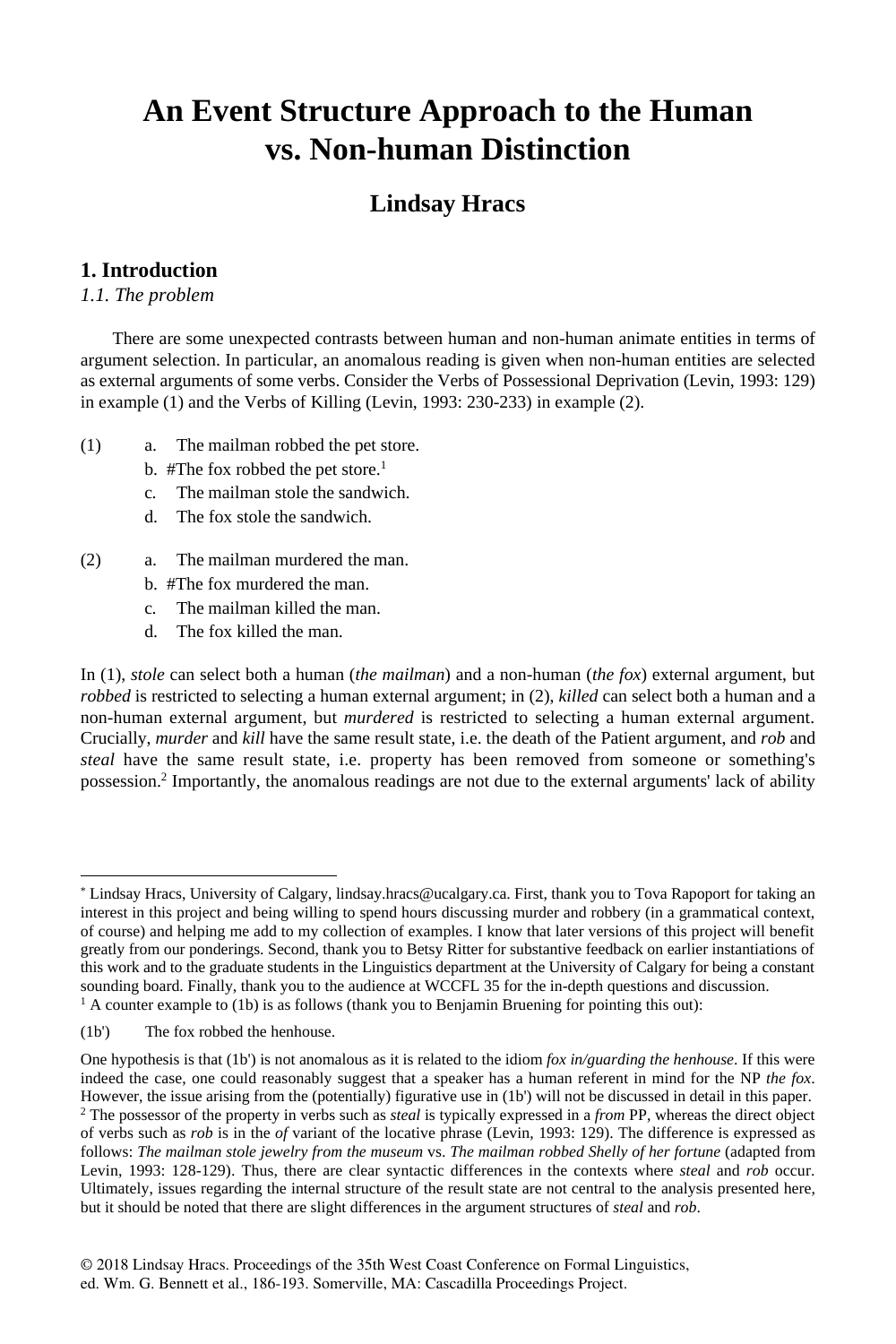# An Event Structure Approach to the Human vs. Non-human Distinction

## Lindsay Hracs

## 1. Introduction

### *1.1. The problem*

There are some unexpected contrasts between human and non-human animate entities in terms of argument selection. In particular, an anomalous reading is given when non-human entities are selected as external arguments of some verbs. Consider the Verbs of Possessional Deprivation (Levin, 1993: 129) in example (1) and the Verbs of Killing (Levin, 1993: 230-233) in example (2).

(1)
- a. The mailman robbed the pet store.
- b. #The fox robbed the pet store.[1]
- c. The mailman stole the sandwich.
- d. The fox stole the sandwich.

(2)
- a. The mailman murdered the man.
- b. #The fox murdered the man.
- c. The mailman killed the man.
- d. The fox killed the man.

In (1), *stole* can select both a human (*the mailman*) and a non-human (*the fox*) external argument, but *robbed* is restricted to selecting a human external argument; in (2), *killed* can select both a human and a non-human external argument, but *murdered* is restricted to selecting a human external argument. Crucially, *murder* and *kill* have the same result state, i.e. the death of the Patient argument, and *rob* and *steal* have the same result state, i.e. property has been removed from someone or something's possession.[2] Importantly, the anomalous readings are not due to the external arguments' lack of ability

---

[*] Lindsay Hracs, University of Calgary, lindsay.hracs@ucalgary.ca. First, thank you to Tova Rapoport for taking an interest in this project and being willing to spend hours discussing murder and robbery (in a grammatical context, of course) and helping me add to my collection of examples. I know that later versions of this project will benefit greatly from our ponderings. Second, thank you to Betsy Ritter for substantive feedback on earlier instantiations of this work and to the graduate students in the Linguistics department at the University of Calgary for being a constant sounding board. Finally, thank you to the audience at WCCFL 35 for the in-depth questions and discussion.

[1] A counter example to (1b) is as follows (thank you to Benjamin Bruening for pointing this out):

(1b') The fox robbed the henhouse.

One hypothesis is that (1b') is not anomalous as it is related to the idiom *fox in/guarding the henhouse*. If this were indeed the case, one could reasonably suggest that a speaker has a human referent in mind for the NP *the fox*. However, the issue arising from the (potentially) figurative use in (1b') will not be discussed in detail in this paper.

[2] The possessor of the property in verbs such as *steal* is typically expressed in a *from* PP, whereas the direct object of verbs such as *rob* is in the *of* variant of the locative phrase (Levin, 1993: 129). The difference is expressed as follows: *The mailman stole jewelry from the museum* vs. *The mailman robbed Shelly of her fortune* (adapted from Levin, 1993: 128-129). Thus, there are clear syntactic differences in the contexts where *steal* and *rob* occur. Ultimately, issues regarding the internal structure of the result state are not central to the analysis presented here, but it should be noted that there are slight differences in the argument structures of *steal* and *rob*.

© 2018 Lindsay Hracs. Proceedings of the 35th West Coast Conference on Formal Linguistics, ed. Wm. G. Bennett et al., 186-193. Somerville, MA: Cascadilla Proceedings Project.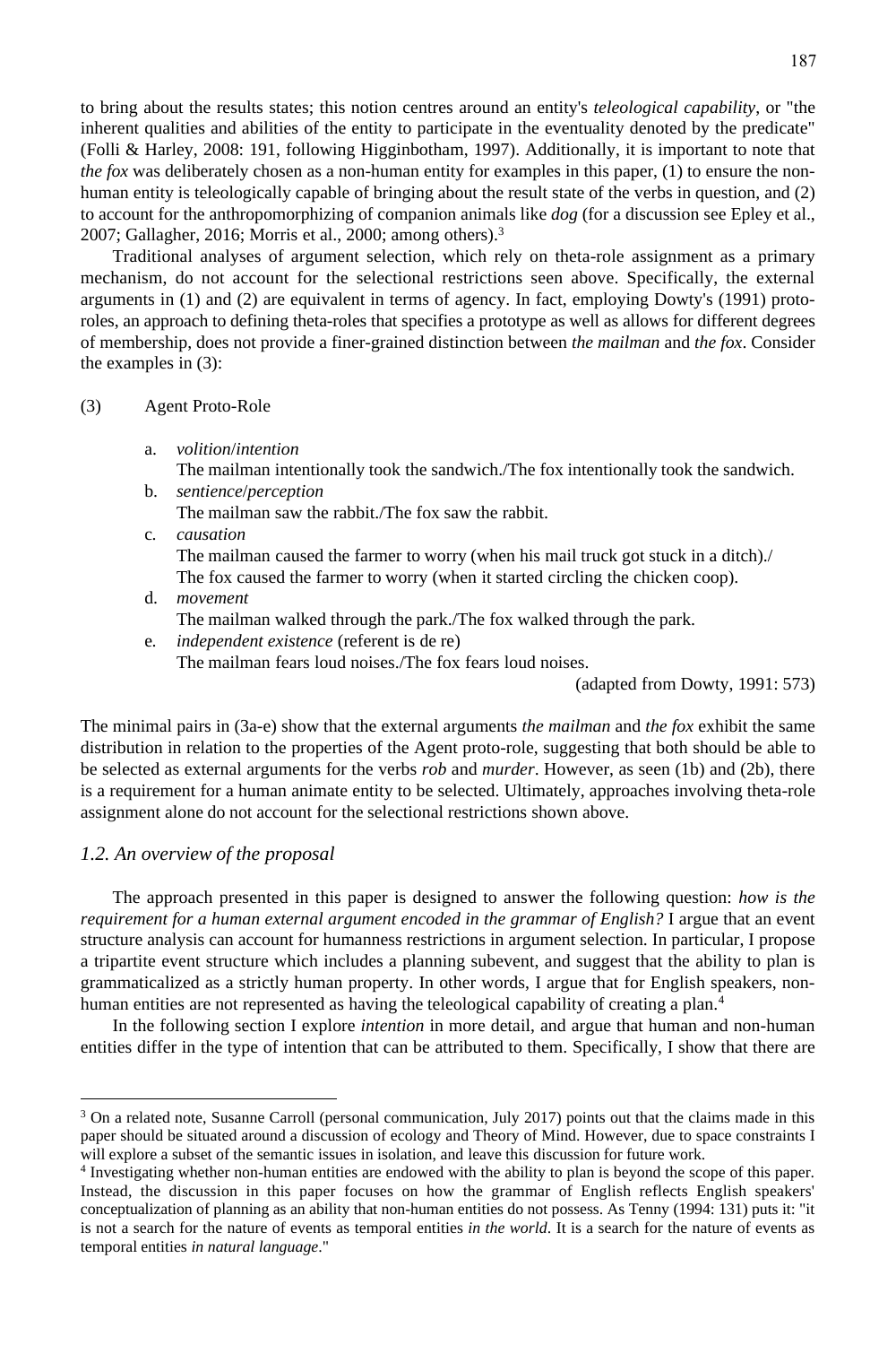to bring about the results states; this notion centres around an entity's *teleological capability*, or "the inherent qualities and abilities of the entity to participate in the eventuality denoted by the predicate" (Folli & Harley, 2008: 191, following Higginbotham, 1997). Additionally, it is important to note that *the fox* was deliberately chosen as a non-human entity for examples in this paper, (1) to ensure the non-human entity is teleologically capable of bringing about the result state of the verbs in question, and (2) to account for the anthropomorphizing of companion animals like *dog* (for a discussion see Epley et al., 2007; Gallagher, 2016; Morris et al., 2000; among others).[3]

Traditional analyses of argument selection, which rely on theta-role assignment as a primary mechanism, do not account for the selectional restrictions seen above. Specifically, the external arguments in (1) and (2) are equivalent in terms of agency. In fact, employing Dowty's (1991) proto-roles, an approach to defining theta-roles that specifies a prototype as well as allows for different degrees of membership, does not provide a finer-grained distinction between *the mailman* and *the fox*. Consider the examples in (3):

(3) Agent Proto-Role

a. *volition*/*intention*
The mailman intentionally took the sandwich./The fox intentionally took the sandwich.

b. *sentience*/*perception*
The mailman saw the rabbit./The fox saw the rabbit.

c. *causation*
The mailman caused the farmer to worry (when his mail truck got stuck in a ditch)./
The fox caused the farmer to worry (when it started circling the chicken coop).

d. *movement*
The mailman walked through the park./The fox walked through the park.

e. *independent existence* (referent is de re)
The mailman fears loud noises./The fox fears loud noises.

(adapted from Dowty, 1991: 573)

The minimal pairs in (3a-e) show that the external arguments *the mailman* and *the fox* exhibit the same distribution in relation to the properties of the Agent proto-role, suggesting that both should be able to be selected as external arguments for the verbs *rob* and *murder*. However, as seen (1b) and (2b), there is a requirement for a human animate entity to be selected. Ultimately, approaches involving theta-role assignment alone do not account for the selectional restrictions shown above.

### *1.2. An overview of the proposal*

The approach presented in this paper is designed to answer the following question: *how is the requirement for a human external argument encoded in the grammar of English?* I argue that an event structure analysis can account for humanness restrictions in argument selection. In particular, I propose a tripartite event structure which includes a planning subevent, and suggest that the ability to plan is grammaticalized as a strictly human property. In other words, I argue that for English speakers, non-human entities are not represented as having the teleological capability of creating a plan.[4]

In the following section I explore *intention* in more detail, and argue that human and non-human entities differ in the type of intention that can be attributed to them. Specifically, I show that there are

[3] On a related note, Susanne Carroll (personal communication, July 2017) points out that the claims made in this paper should be situated around a discussion of ecology and Theory of Mind. However, due to space constraints I will explore a subset of the semantic issues in isolation, and leave this discussion for future work.

[4] Investigating whether non-human entities are endowed with the ability to plan is beyond the scope of this paper. Instead, the discussion in this paper focuses on how the grammar of English reflects English speakers' conceptualization of planning as an ability that non-human entities do not possess. As Tenny (1994: 131) puts it: "it is not a search for the nature of events as temporal entities *in the world*. It is a search for the nature of events as temporal entities *in natural language*."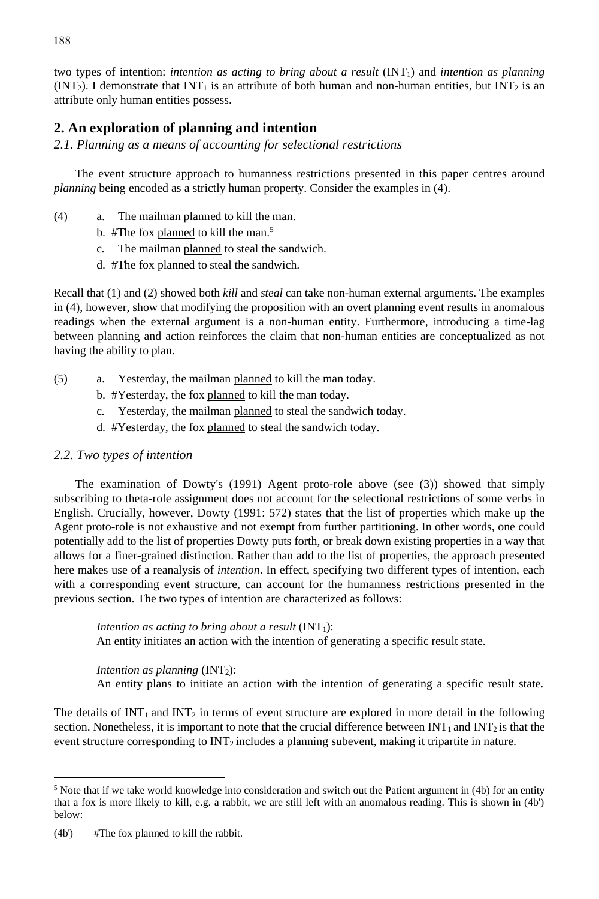two types of intention: *intention as acting to bring about a result* ($INT_1$) and *intention as planning* ($INT_2$). I demonstrate that $INT_1$ is an attribute of both human and non-human entities, but $INT_2$ is an attribute only human entities possess.

## 2. An exploration of planning and intention

### *2.1. Planning as a means of accounting for selectional restrictions*

The event structure approach to humanness restrictions presented in this paper centres around *planning* being encoded as a strictly human property. Consider the examples in (4).

(4)
a. The mailman <u>planned</u> to kill the man.
b. #The fox <u>planned</u> to kill the man.[5]
c. The mailman <u>planned</u> to steal the sandwich.
d. #The fox <u>planned</u> to steal the sandwich.

Recall that (1) and (2) showed both *kill* and *steal* can take non-human external arguments. The examples in (4), however, show that modifying the proposition with an overt planning event results in anomalous readings when the external argument is a non-human entity. Furthermore, introducing a time-lag between planning and action reinforces the claim that non-human entities are conceptualized as not having the ability to plan.

(5)
a. Yesterday, the mailman <u>planned</u> to kill the man today.
b. #Yesterday, the fox <u>planned</u> to kill the man today.
c. Yesterday, the mailman <u>planned</u> to steal the sandwich today.
d. #Yesterday, the fox <u>planned</u> to steal the sandwich today.

### *2.2. Two types of intention*

The examination of Dowty's (1991) Agent proto-role above (see (3)) showed that simply subscribing to theta-role assignment does not account for the selectional restrictions of some verbs in English. Crucially, however, Dowty (1991: 572) states that the list of properties which make up the Agent proto-role is not exhaustive and not exempt from further partitioning. In other words, one could potentially add to the list of properties Dowty puts forth, or break down existing properties in a way that allows for a finer-grained distinction. Rather than add to the list of properties, the approach presented here makes use of a reanalysis of *intention*. In effect, specifying two different types of intention, each with a corresponding event structure, can account for the humanness restrictions presented in the previous section. The two types of intention are characterized as follows:

> *Intention as acting to bring about a result* ($INT_1$):
> An entity initiates an action with the intention of generating a specific result state.
>
> *Intention as planning* ($INT_2$):
> An entity plans to initiate an action with the intention of generating a specific result state.

The details of $INT_1$ and $INT_2$ in terms of event structure are explored in more detail in the following section. Nonetheless, it is important to note that the crucial difference between $INT_1$ and $INT_2$ is that the event structure corresponding to $INT_2$ includes a planning subevent, making it tripartite in nature.

---

[5] Note that if we take world knowledge into consideration and switch out the Patient argument in (4b) for an entity that a fox is more likely to kill, e.g. a rabbit, we are still left with an anomalous reading. This is shown in (4b') below:

(4b') #The fox <u>planned</u> to kill the rabbit.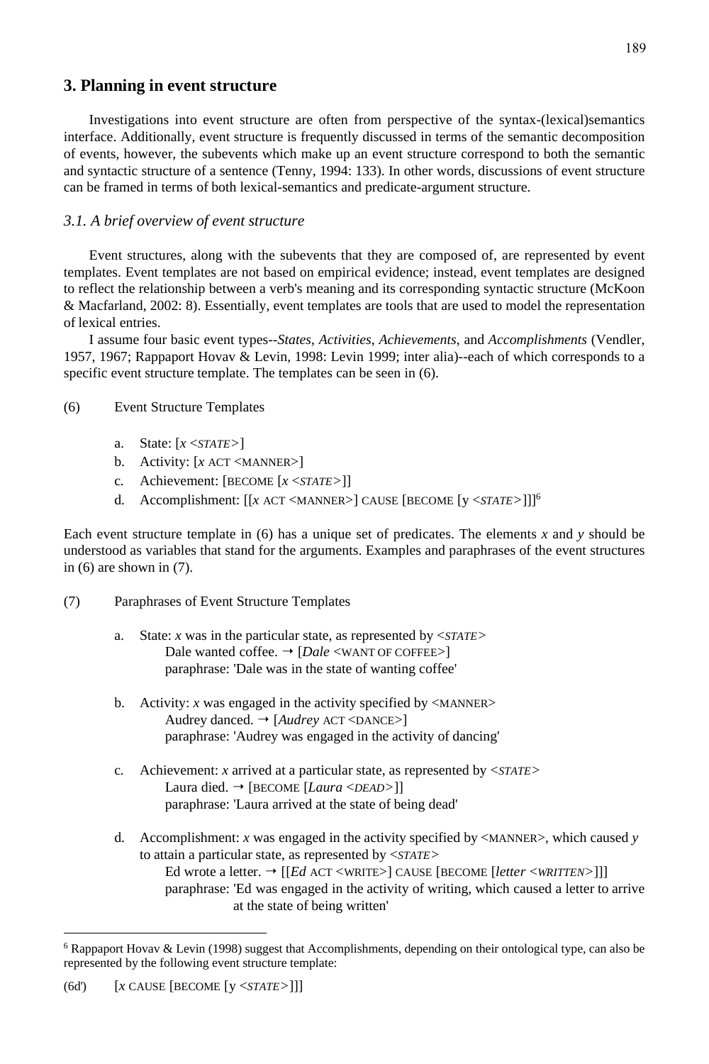## 3. Planning in event structure

Investigations into event structure are often from perspective of the syntax-(lexical)semantics interface. Additionally, event structure is frequently discussed in terms of the semantic decomposition of events, however, the subevents which make up an event structure correspond to both the semantic and syntactic structure of a sentence (Tenny, 1994: 133). In other words, discussions of event structure can be framed in terms of both lexical-semantics and predicate-argument structure.

### *3.1. A brief overview of event structure*

Event structures, along with the subevents that they are composed of, are represented by event templates. Event templates are not based on empirical evidence; instead, event templates are designed to reflect the relationship between a verb's meaning and its corresponding syntactic structure (McKoon & Macfarland, 2002: 8). Essentially, event templates are tools that are used to model the representation of lexical entries.

I assume four basic event types--*States*, *Activities*, *Achievements*, and *Accomplishments* (Vendler, 1957, 1967; Rappaport Hovav & Levin, 1998: Levin 1999; inter alia)--each of which corresponds to a specific event structure template. The templates can be seen in (6).

(6) Event Structure Templates

a. State: [*x* <*STATE*>]
b. Activity: [*x* ACT <MANNER>]
c. Achievement: [BECOME [*x* <*STATE*>]]
d. Accomplishment: [[*x* ACT <MANNER>] CAUSE [BECOME [y <*STATE*>]]][6]

Each event structure template in (6) has a unique set of predicates. The elements *x* and *y* should be understood as variables that stand for the arguments. Examples and paraphrases of the event structures in (6) are shown in (7).

(7) Paraphrases of Event Structure Templates

a. State: *x* was in the particular state, as represented by <*STATE*>
   Dale wanted coffee. → [*Dale* <WANT OF COFFEE>]
   paraphrase: 'Dale was in the state of wanting coffee'

b. Activity: *x* was engaged in the activity specified by <MANNER>
   Audrey danced. → [*Audrey* ACT <DANCE>]
   paraphrase: 'Audrey was engaged in the activity of dancing'

c. Achievement: *x* arrived at a particular state, as represented by <*STATE*>
   Laura died. → [BECOME [*Laura* <*DEAD*>]]
   paraphrase: 'Laura arrived at the state of being dead'

d. Accomplishment: *x* was engaged in the activity specified by <MANNER>, which caused *y* to attain a particular state, as represented by <*STATE*>
   Ed wrote a letter. → [[*Ed* ACT <WRITE>] CAUSE [BECOME [*letter* <*WRITTEN*>]]]
   paraphrase: 'Ed was engaged in the activity of writing, which caused a letter to arrive at the state of being written'

---

[6] Rappaport Hovav & Levin (1998) suggest that Accomplishments, depending on their ontological type, can also be represented by the following event structure template:

(6d') [*x* CAUSE [BECOME [y <*STATE*>]]]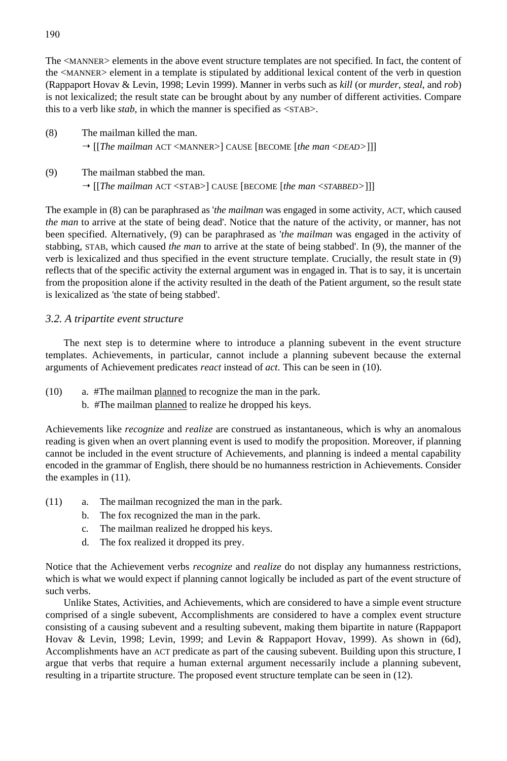The <MANNER> elements in the above event structure templates are not specified. In fact, the content of the <MANNER> element in a template is stipulated by additional lexical content of the verb in question (Rappaport Hovav & Levin, 1998; Levin 1999). Manner in verbs such as *kill* (or *murder*, *steal*, and *rob*) is not lexicalized; the result state can be brought about by any number of different activities. Compare this to a verb like *stab*, in which the manner is specified as <STAB>.

(8) The mailman killed the man.
→ [[*The mailman* ACT <MANNER>] CAUSE [BECOME [*the man* <*DEAD*>]]]

(9) The mailman stabbed the man.
→ [[*The mailman* ACT <STAB>] CAUSE [BECOME [*the man* <*STABBED*>]]]

The example in (8) can be paraphrased as '*the mailman* was engaged in some activity, ACT, which caused *the man* to arrive at the state of being dead'. Notice that the nature of the activity, or manner, has not been specified. Alternatively, (9) can be paraphrased as '*the mailman* was engaged in the activity of stabbing, STAB, which caused *the man* to arrive at the state of being stabbed'. In (9), the manner of the verb is lexicalized and thus specified in the event structure template. Crucially, the result state in (9) reflects that of the specific activity the external argument was in engaged in. That is to say, it is uncertain from the proposition alone if the activity resulted in the death of the Patient argument, so the result state is lexicalized as 'the state of being stabbed'.

### *3.2. A tripartite event structure*

The next step is to determine where to introduce a planning subevent in the event structure templates. Achievements, in particular, cannot include a planning subevent because the external arguments of Achievement predicates *react* instead of *act*. This can be seen in (10).

(10) a. #The mailman <u>planned</u> to recognize the man in the park.
b. #The mailman <u>planned</u> to realize he dropped his keys.

Achievements like *recognize* and *realize* are construed as instantaneous, which is why an anomalous reading is given when an overt planning event is used to modify the proposition. Moreover, if planning cannot be included in the event structure of Achievements, and planning is indeed a mental capability encoded in the grammar of English, there should be no humanness restriction in Achievements. Consider the examples in (11).

(11) a. The mailman recognized the man in the park.
b. The fox recognized the man in the park.
c. The mailman realized he dropped his keys.
d. The fox realized it dropped its prey.

Notice that the Achievement verbs *recognize* and *realize* do not display any humanness restrictions, which is what we would expect if planning cannot logically be included as part of the event structure of such verbs.

Unlike States, Activities, and Achievements, which are considered to have a simple event structure comprised of a single subevent, Accomplishments are considered to have a complex event structure consisting of a causing subevent and a resulting subevent, making them bipartite in nature (Rappaport Hovav & Levin, 1998; Levin, 1999; and Levin & Rappaport Hovav, 1999). As shown in (6d), Accomplishments have an ACT predicate as part of the causing subevent. Building upon this structure, I argue that verbs that require a human external argument necessarily include a planning subevent, resulting in a tripartite structure. The proposed event structure template can be seen in (12).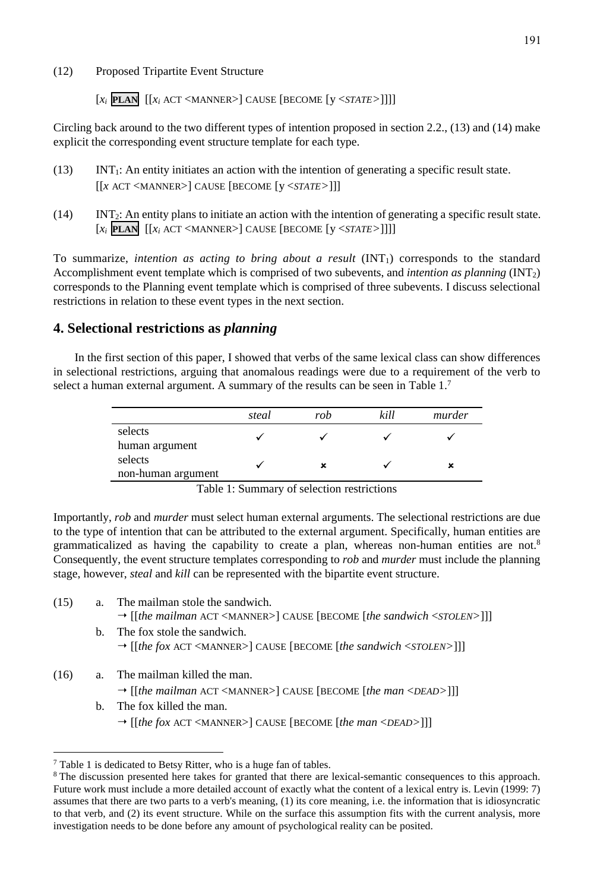(12) Proposed Tripartite Event Structure

[$x_i$ **PLAN** [[$x_i$ ACT <MANNER>] CAUSE [BECOME [y <*STATE*>]]]]

Circling back around to the two different types of intention proposed in section 2.2., (13) and (14) make explicit the corresponding event structure template for each type.

(13) $\text{INT}_1$: An entity initiates an action with the intention of generating a specific result state.
[[*x* ACT <MANNER>] CAUSE [BECOME [y <*STATE*>]]]

(14) $\text{INT}_2$: An entity plans to initiate an action with the intention of generating a specific result state.
[$x_i$ **PLAN** [[$x_i$ ACT <MANNER>] CAUSE [BECOME [y <*STATE*>]]]]

To summarize, *intention as acting to bring about a result* ($\text{INT}_1$) corresponds to the standard Accomplishment event template which is comprised of two subevents, and *intention as planning* ($\text{INT}_2$) corresponds to the Planning event template which is comprised of three subevents. I discuss selectional restrictions in relation to these event types in the next section.

## 4. Selectional restrictions as *planning*

In the first section of this paper, I showed that verbs of the same lexical class can show differences in selectional restrictions, arguing that anomalous readings were due to a requirement of the verb to select a human external argument. A summary of the results can be seen in Table 1.[7]

| | *steal* | *rob* | *kill* | *murder* |
|---|---|---|---|---|
| selects human argument | ✓ | ✓ | ✓ | ✓ |
| selects non-human argument | ✓ | ✗ | ✓ | ✗ |

Table 1: Summary of selection restrictions

Importantly, *rob* and *murder* must select human external arguments. The selectional restrictions are due to the type of intention that can be attributed to the external argument. Specifically, human entities are grammaticalized as having the capability to create a plan, whereas non-human entities are not.[8] Consequently, the event structure templates corresponding to *rob* and *murder* must include the planning stage, however, *steal* and *kill* can be represented with the bipartite event structure.

(15) a. The mailman stole the sandwich.
→ [[*the mailman* ACT <MANNER>] CAUSE [BECOME [*the sandwich* <*STOLEN*>]]]

b. The fox stole the sandwich.
→ [[*the fox* ACT <MANNER>] CAUSE [BECOME [*the sandwich* <*STOLEN*>]]]

(16) a. The mailman killed the man.
→ [[*the mailman* ACT <MANNER>] CAUSE [BECOME [*the man* <*DEAD*>]]]

b. The fox killed the man.
→ [[*the fox* ACT <MANNER>] CAUSE [BECOME [*the man* <*DEAD*>]]]

---

[7] Table 1 is dedicated to Betsy Ritter, who is a huge fan of tables.

[8] The discussion presented here takes for granted that there are lexical-semantic consequences to this approach. Future work must include a more detailed account of exactly what the content of a lexical entry is. Levin (1999: 7) assumes that there are two parts to a verb's meaning, (1) its core meaning, i.e. the information that is idiosyncratic to that verb, and (2) its event structure. While on the surface this assumption fits with the current analysis, more investigation needs to be done before any amount of psychological reality can be posited.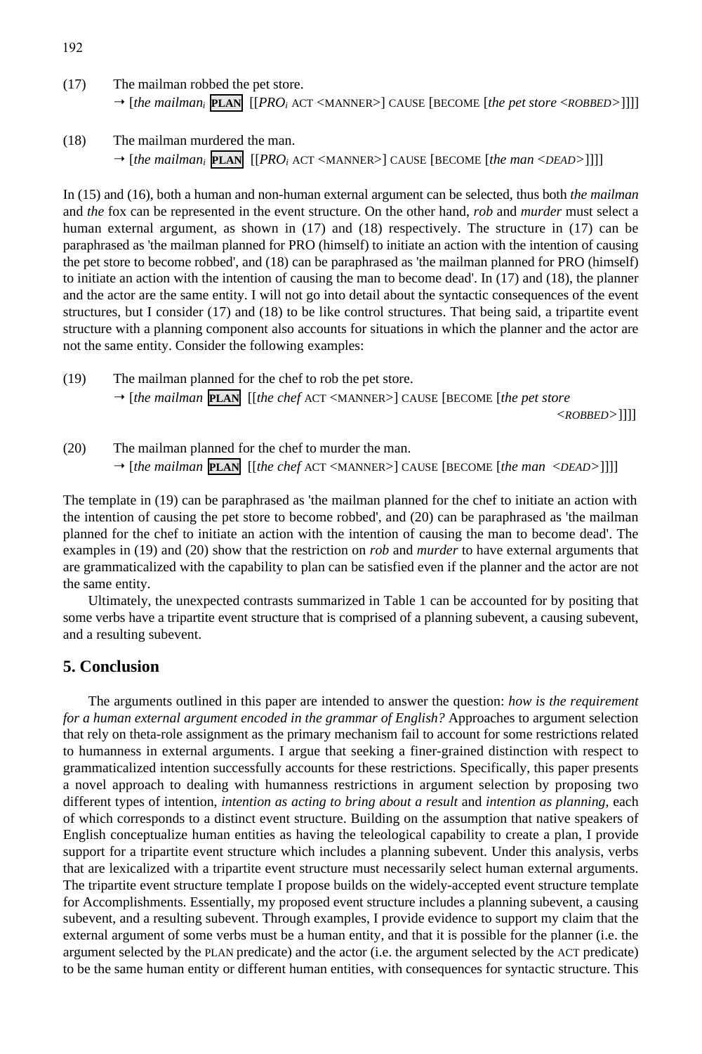(17) The mailman robbed the pet store.
→ [*the mailman$_i$* **PLAN** [[*PRO$_i$* ACT <MANNER>] CAUSE [BECOME [*the pet store* <*ROBBED*>]]]]

(18) The mailman murdered the man.
→ [*the mailman$_i$* **PLAN** [[*PRO$_i$* ACT <MANNER>] CAUSE [BECOME [*the man* <*DEAD*>]]]]

In (15) and (16), both a human and non-human external argument can be selected, thus both *the mailman* and *the* fox can be represented in the event structure. On the other hand, *rob* and *murder* must select a human external argument, as shown in (17) and (18) respectively. The structure in (17) can be paraphrased as 'the mailman planned for PRO (himself) to initiate an action with the intention of causing the pet store to become robbed', and (18) can be paraphrased as 'the mailman planned for PRO (himself) to initiate an action with the intention of causing the man to become dead'. In (17) and (18), the planner and the actor are the same entity. I will not go into detail about the syntactic consequences of the event structures, but I consider (17) and (18) to be like control structures. That being said, a tripartite event structure with a planning component also accounts for situations in which the planner and the actor are not the same entity. Consider the following examples:

(19) The mailman planned for the chef to rob the pet store.
→ [*the mailman* **PLAN** [[*the chef* ACT <MANNER>] CAUSE [BECOME [*the pet store* <*ROBBED*>]]]]

(20) The mailman planned for the chef to murder the man.
→ [*the mailman* **PLAN** [[*the chef* ACT <MANNER>] CAUSE [BECOME [*the man* <*DEAD*>]]]]

The template in (19) can be paraphrased as 'the mailman planned for the chef to initiate an action with the intention of causing the pet store to become robbed', and (20) can be paraphrased as 'the mailman planned for the chef to initiate an action with the intention of causing the man to become dead'. The examples in (19) and (20) show that the restriction on *rob* and *murder* to have external arguments that are grammaticalized with the capability to plan can be satisfied even if the planner and the actor are not the same entity.

Ultimately, the unexpected contrasts summarized in Table 1 can be accounted for by positing that some verbs have a tripartite event structure that is comprised of a planning subevent, a causing subevent, and a resulting subevent.

## 5. Conclusion

The arguments outlined in this paper are intended to answer the question: *how is the requirement for a human external argument encoded in the grammar of English?* Approaches to argument selection that rely on theta-role assignment as the primary mechanism fail to account for some restrictions related to humanness in external arguments. I argue that seeking a finer-grained distinction with respect to grammaticalized intention successfully accounts for these restrictions. Specifically, this paper presents a novel approach to dealing with humanness restrictions in argument selection by proposing two different types of intention, *intention as acting to bring about a result* and *intention as planning*, each of which corresponds to a distinct event structure. Building on the assumption that native speakers of English conceptualize human entities as having the teleological capability to create a plan, I provide support for a tripartite event structure which includes a planning subevent. Under this analysis, verbs that are lexicalized with a tripartite event structure must necessarily select human external arguments. The tripartite event structure template I propose builds on the widely-accepted event structure template for Accomplishments. Essentially, my proposed event structure includes a planning subevent, a causing subevent, and a resulting subevent. Through examples, I provide evidence to support my claim that the external argument of some verbs must be a human entity, and that it is possible for the planner (i.e. the argument selected by the PLAN predicate) and the actor (i.e. the argument selected by the ACT predicate) to be the same human entity or different human entities, with consequences for syntactic structure. This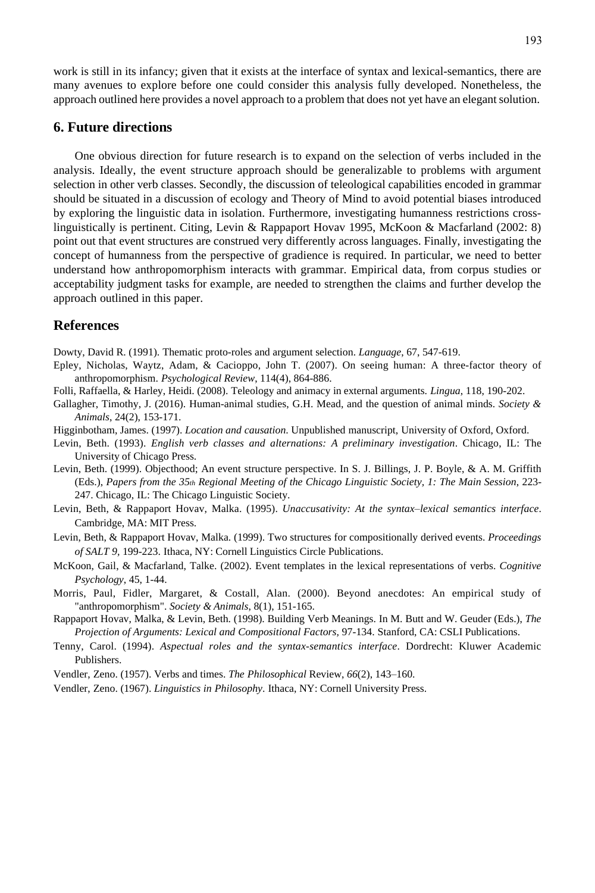work is still in its infancy; given that it exists at the interface of syntax and lexical-semantics, there are many avenues to explore before one could consider this analysis fully developed. Nonetheless, the approach outlined here provides a novel approach to a problem that does not yet have an elegant solution.

## 6. Future directions

One obvious direction for future research is to expand on the selection of verbs included in the analysis. Ideally, the event structure approach should be generalizable to problems with argument selection in other verb classes. Secondly, the discussion of teleological capabilities encoded in grammar should be situated in a discussion of ecology and Theory of Mind to avoid potential biases introduced by exploring the linguistic data in isolation. Furthermore, investigating humanness restrictions cross-linguistically is pertinent. Citing, Levin & Rappaport Hovav 1995, McKoon & Macfarland (2002: 8) point out that event structures are construed very differently across languages. Finally, investigating the concept of humanness from the perspective of gradience is required. In particular, we need to better understand how anthropomorphism interacts with grammar. Empirical data, from corpus studies or acceptability judgment tasks for example, are needed to strengthen the claims and further develop the approach outlined in this paper.

## References

Dowty, David R. (1991). Thematic proto-roles and argument selection. *Language*, 67, 547-619.

Epley, Nicholas, Waytz, Adam, & Cacioppo, John T. (2007). On seeing human: A three-factor theory of anthropomorphism. *Psychological Review*, 114(4), 864-886.

Folli, Raffaella, & Harley, Heidi. (2008). Teleology and animacy in external arguments. *Lingua*, 118, 190-202.

Gallagher, Timothy, J. (2016). Human-animal studies, G.H. Mead, and the question of animal minds. *Society & Animals*, 24(2), 153-171.

Higginbotham, James. (1997). *Location and causation*. Unpublished manuscript, University of Oxford, Oxford.

Levin, Beth. (1993). *English verb classes and alternations: A preliminary investigation*. Chicago, IL: The University of Chicago Press.

Levin, Beth. (1999). Objecthood; An event structure perspective. In S. J. Billings, J. P. Boyle, & A. M. Griffith (Eds.), *Papers from the 35th Regional Meeting of the Chicago Linguistic Society, 1: The Main Session*, 223-247. Chicago, IL: The Chicago Linguistic Society.

Levin, Beth, & Rappaport Hovav, Malka. (1995). *Unaccusativity: At the syntax–lexical semantics interface*. Cambridge, MA: MIT Press.

Levin, Beth, & Rappaport Hovav, Malka. (1999). Two structures for compositionally derived events. *Proceedings of SALT 9*, 199-223. Ithaca, NY: Cornell Linguistics Circle Publications.

McKoon, Gail, & Macfarland, Talke. (2002). Event templates in the lexical representations of verbs. *Cognitive Psychology*, 45, 1-44.

Morris, Paul, Fidler, Margaret, & Costall, Alan. (2000). Beyond anecdotes: An empirical study of "anthropomorphism". *Society & Animals*, 8(1), 151-165.

Rappaport Hovav, Malka, & Levin, Beth. (1998). Building Verb Meanings. In M. Butt and W. Geuder (Eds.), *The Projection of Arguments: Lexical and Compositional Factors*, 97-134. Stanford, CA: CSLI Publications.

Tenny, Carol. (1994). *Aspectual roles and the syntax-semantics interface*. Dordrecht: Kluwer Academic Publishers.

Vendler, Zeno. (1957). Verbs and times. *The Philosophical* Review, *66*(2), 143–160.

Vendler, Zeno. (1967). *Linguistics in Philosophy*. Ithaca, NY: Cornell University Press.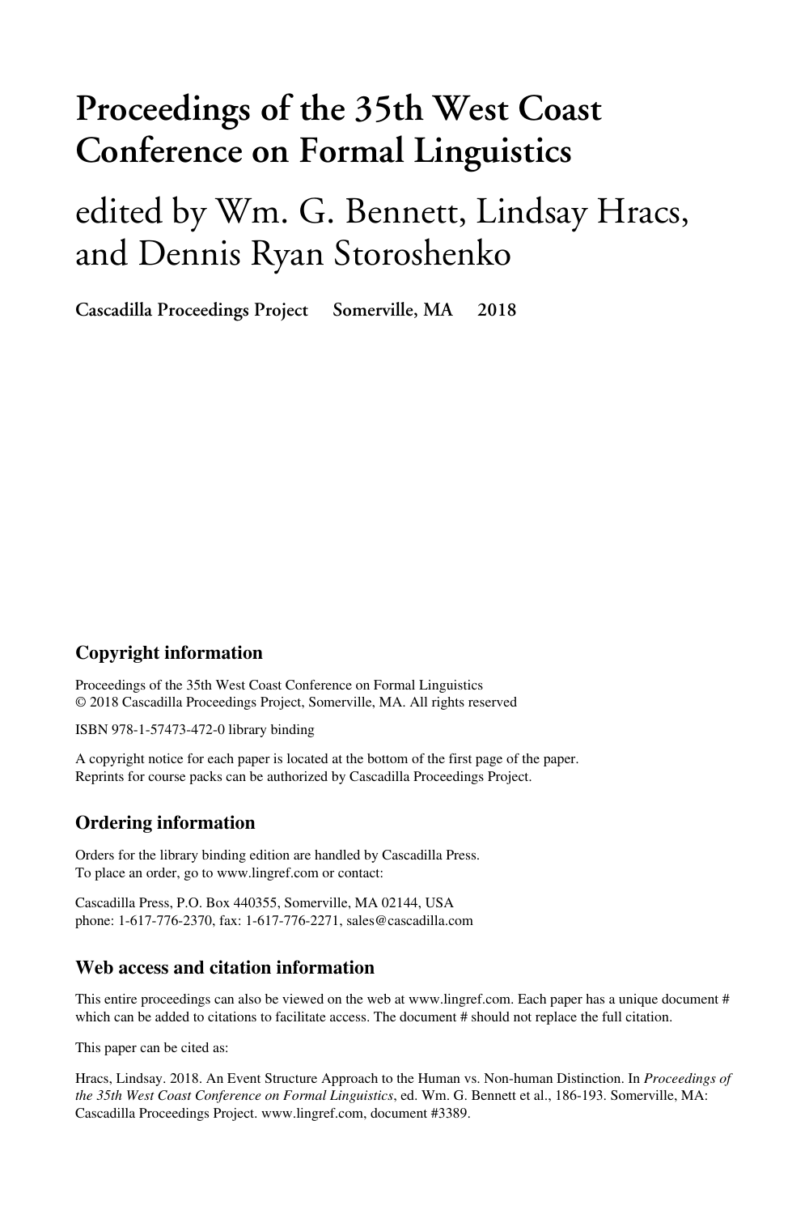# Proceedings of the 35th West Coast Conference on Formal Linguistics

## edited by Wm. G. Bennett, Lindsay Hracs, and Dennis Ryan Storoshenko

**Cascadilla Proceedings Project Somerville, MA 2018**

### Copyright information

Proceedings of the 35th West Coast Conference on Formal Linguistics
© 2018 Cascadilla Proceedings Project, Somerville, MA. All rights reserved

ISBN 978-1-57473-472-0 library binding

A copyright notice for each paper is located at the bottom of the first page of the paper.
Reprints for course packs can be authorized by Cascadilla Proceedings Project.

### Ordering information

Orders for the library binding edition are handled by Cascadilla Press.
To place an order, go to www.lingref.com or contact:

Cascadilla Press, P.O. Box 440355, Somerville, MA 02144, USA
phone: 1-617-776-2370, fax: 1-617-776-2271, sales@cascadilla.com

### Web access and citation information

This entire proceedings can also be viewed on the web at www.lingref.com. Each paper has a unique document # which can be added to citations to facilitate access. The document # should not replace the full citation.

This paper can be cited as:

Hracs, Lindsay. 2018. An Event Structure Approach to the Human vs. Non-human Distinction. In *Proceedings of the 35th West Coast Conference on Formal Linguistics*, ed. Wm. G. Bennett et al., 186-193. Somerville, MA: Cascadilla Proceedings Project. www.lingref.com, document #3389.